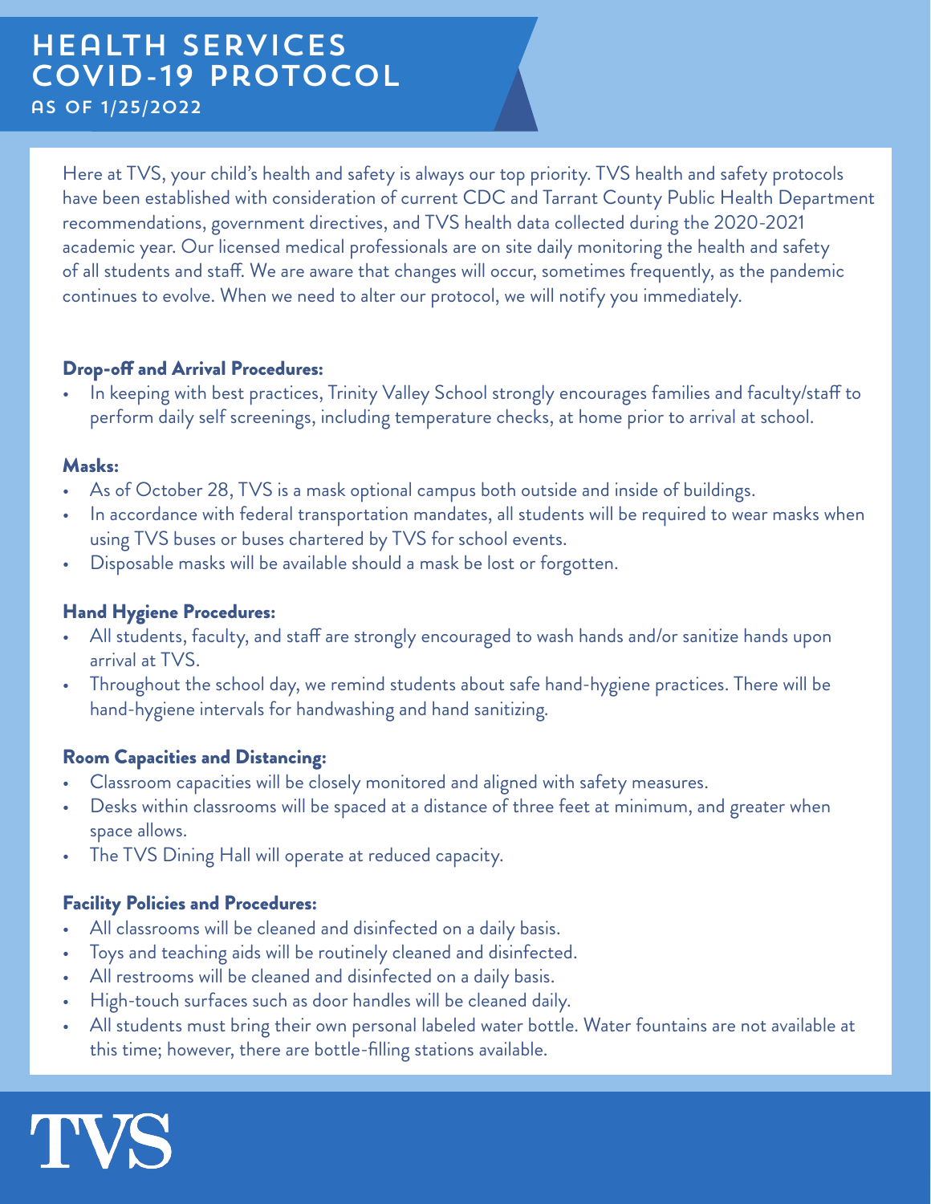# HEALTH SERVICES COVID-19 PROTOCOL

AS OF 1/25/2022

Here at TVS, your child's health and safety is always our top priority. TVS health and safety protocols have been established with consideration of current CDC and Tarrant County Public Health Department recommendations, government directives, and TVS health data collected during the 2020-2021 academic year. Our licensed medical professionals are on site daily monitoring the health and safety of all students and staff. We are aware that changes will occur, sometimes frequently, as the pandemic continues to evolve. When we need to alter our protocol, we will notify you immediately.

### Drop-off and Arrival Procedures:

- In keeping with best practices, Trinity Valley School strongly encourages families and faculty/staff to perform daily self screenings, including temperature checks, at home prior to arrival at school.

### Masks:

- As of October 28, TVS is a mask optional campus both outside and inside of buildings.
- In accordance with federal transportation mandates, all students will be required to wear masks when using TVS buses or buses chartered by TVS for school events.
- Disposable masks will be available should a mask be lost or forgotten.

### Hand Hygiene Procedures:

- All students, faculty, and staff are strongly encouraged to wash hands and/or sanitize hands upon arrival at TVS.
- Throughout the school day, we remind students about safe hand-hygiene practices. There will be hand-hygiene intervals for handwashing and hand sanitizing.

### Room Capacities and Distancing:

- Classroom capacities will be closely monitored and aligned with safety measures.
- Desks within classrooms will be spaced at a distance of three feet at minimum, and greater when space allows.
- The TVS Dining Hall will operate at reduced capacity.

### Facility Policies and Procedures:

- All classrooms will be cleaned and disinfected on a daily basis.
- Toys and teaching aids will be routinely cleaned and disinfected.
- All restrooms will be cleaned and disinfected on a daily basis.
- High-touch surfaces such as door handles will be cleaned daily.
- All students must bring their own personal labeled water bottle. Water fountains are not available at this time; however, there are bottle-filling stations available.

TVS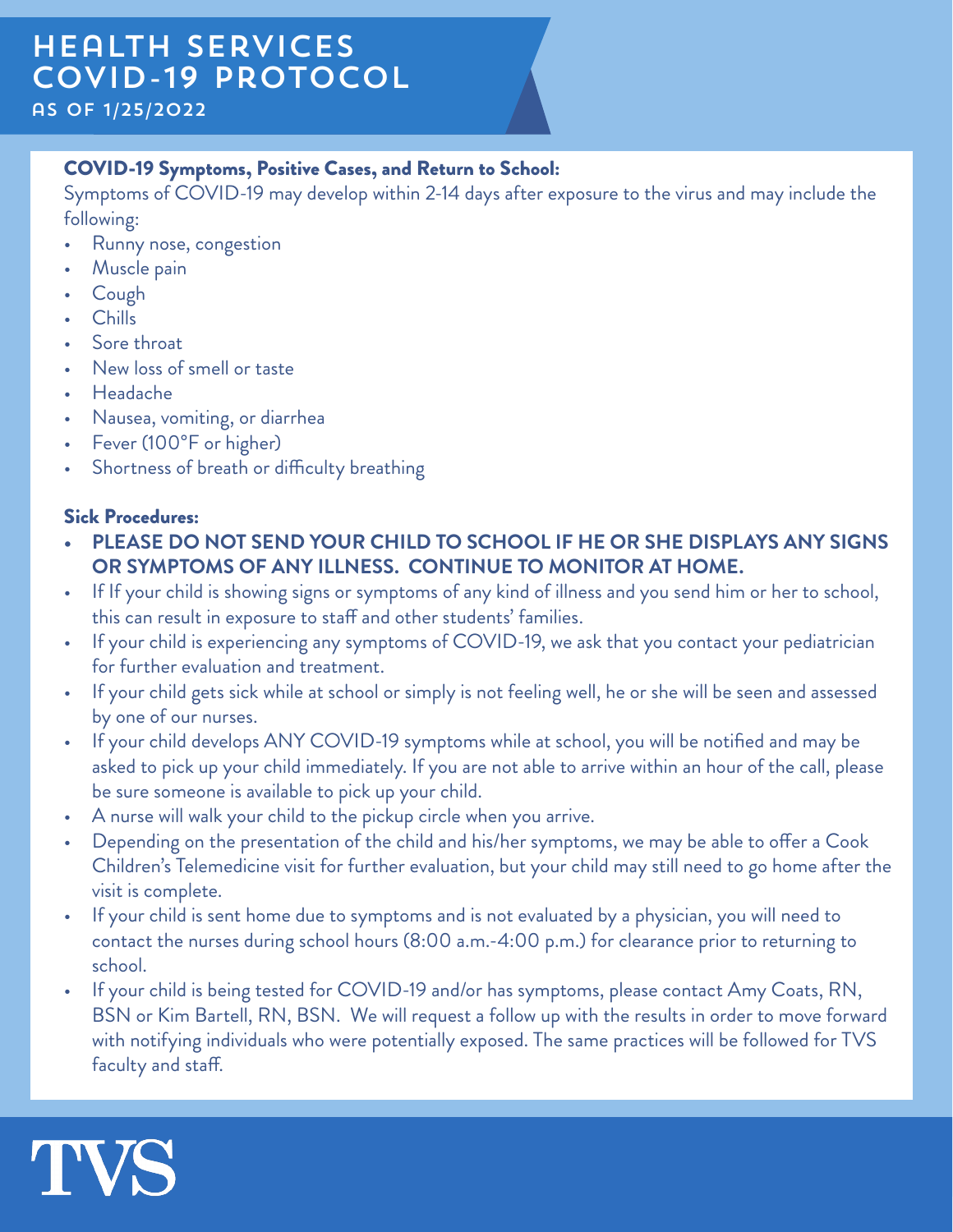# HEALTH SERVICES COVID-19 PROTOCOL

AS OF 1/25/2022

## COVID-19 Symptoms, Positive Cases, and Return to School:

Symptoms of COVID-19 may develop within 2-14 days after exposure to the virus and may include the following:

- Runny nose, congestion
- Muscle pain
- Cough
- Chills
- Sore throat
- New loss of smell or taste
- Headache
- Nausea, vomiting, or diarrhea
- Fever (100°F or higher)
- Shortness of breath or difficulty breathing

## Sick Procedures:

- **PLEASE DO NOT SEND YOUR CHILD TO SCHOOL IF HE OR SHE DISPLAYS ANY SIGNS OR SYMPTOMS OF ANY ILLNESS. CONTINUE TO MONITOR AT HOME.**
- If If your child is showing signs or symptoms of any kind of illness and you send him or her to school, this can result in exposure to staff and other students' families.
- If your child is experiencing any symptoms of COVID-19, we ask that you contact your pediatrician for further evaluation and treatment.
- If your child gets sick while at school or simply is not feeling well, he or she will be seen and assessed by one of our nurses.
- If your child develops ANY COVID-19 symptoms while at school, you will be notified and may be asked to pick up your child immediately. If you are not able to arrive within an hour of the call, please be sure someone is available to pick up your child.
- A nurse will walk your child to the pickup circle when you arrive.
- Depending on the presentation of the child and his/her symptoms, we may be able to offer a Cook Children's Telemedicine visit for further evaluation, but your child may still need to go home after the visit is complete.
- If your child is sent home due to symptoms and is not evaluated by a physician, you will need to contact the nurses during school hours (8:00 a.m.-4:00 p.m.) for clearance prior to returning to school.
- If your child is being tested for COVID-19 and/or has symptoms, please contact Amy Coats, RN, BSN or Kim Bartell, RN, BSN. We will request a follow up with the results in order to move forward with notifying individuals who were potentially exposed. The same practices will be followed for TVS faculty and staff.

TVS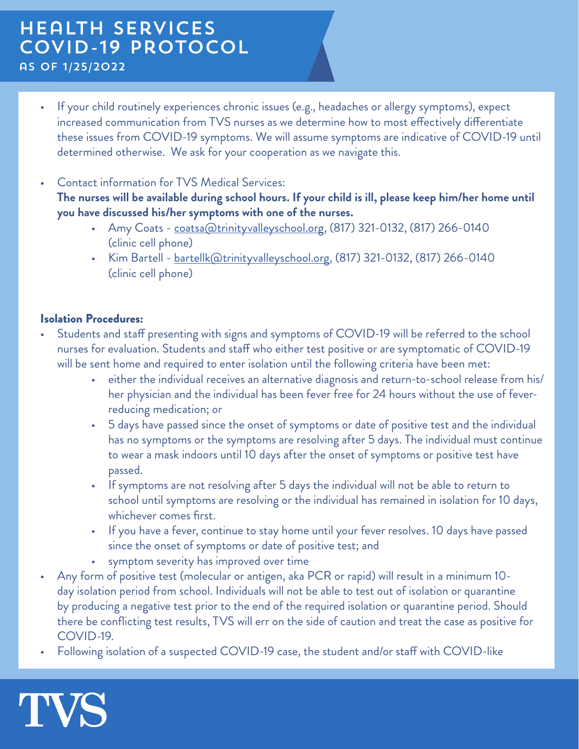# HEALTH SERVICES COVID-19 PROTOCOL

AS OF 1/25/2022

- If your child routinely experiences chronic issues (e.g., headaches or allergy symptoms), expect increased communication from TVS nurses as we determine how to most effectively differentiate these issues from COVID-19 symptoms. We will assume symptoms are indicative of COVID-19 until determined otherwise. We ask for your cooperation as we navigate this.
- Contact information for TVS Medical Services:
  **The nurses will be available during school hours. If your child is ill, please keep him/her home until you have discussed his/her symptoms with one of the nurses.**
    - Amy Coats - coatsa@trinityvalleyschool.org, (817) 321-0132, (817) 266-0140 (clinic cell phone)
    - Kim Bartell - bartellk@trinityvalleyschool.org, (817) 321-0132, (817) 266-0140 (clinic cell phone)

**Isolation Procedures:**

- Students and staff presenting with signs and symptoms of COVID-19 will be referred to the school nurses for evaluation. Students and staff who either test positive or are symptomatic of COVID-19 will be sent home and required to enter isolation until the following criteria have been met:
    - either the individual receives an alternative diagnosis and return-to-school release from his/her physician and the individual has been fever free for 24 hours without the use of fever-reducing medication; or
    - 5 days have passed since the onset of symptoms or date of positive test and the individual has no symptoms or the symptoms are resolving after 5 days. The individual must continue to wear a mask indoors until 10 days after the onset of symptoms or positive test have passed.
    - If symptoms are not resolving after 5 days the individual will not be able to return to school until symptoms are resolving or the individual has remained in isolation for 10 days, whichever comes first.
    - If you have a fever, continue to stay home until your fever resolves. 10 days have passed since the onset of symptoms or date of positive test; and
    - symptom severity has improved over time
- Any form of positive test (molecular or antigen, aka PCR or rapid) will result in a minimum 10-day isolation period from school. Individuals will not be able to test out of isolation or quarantine by producing a negative test prior to the end of the required isolation or quarantine period. Should there be conflicting test results, TVS will err on the side of caution and treat the case as positive for COVID-19.
- Following isolation of a suspected COVID-19 case, the student and/or staff with COVID-like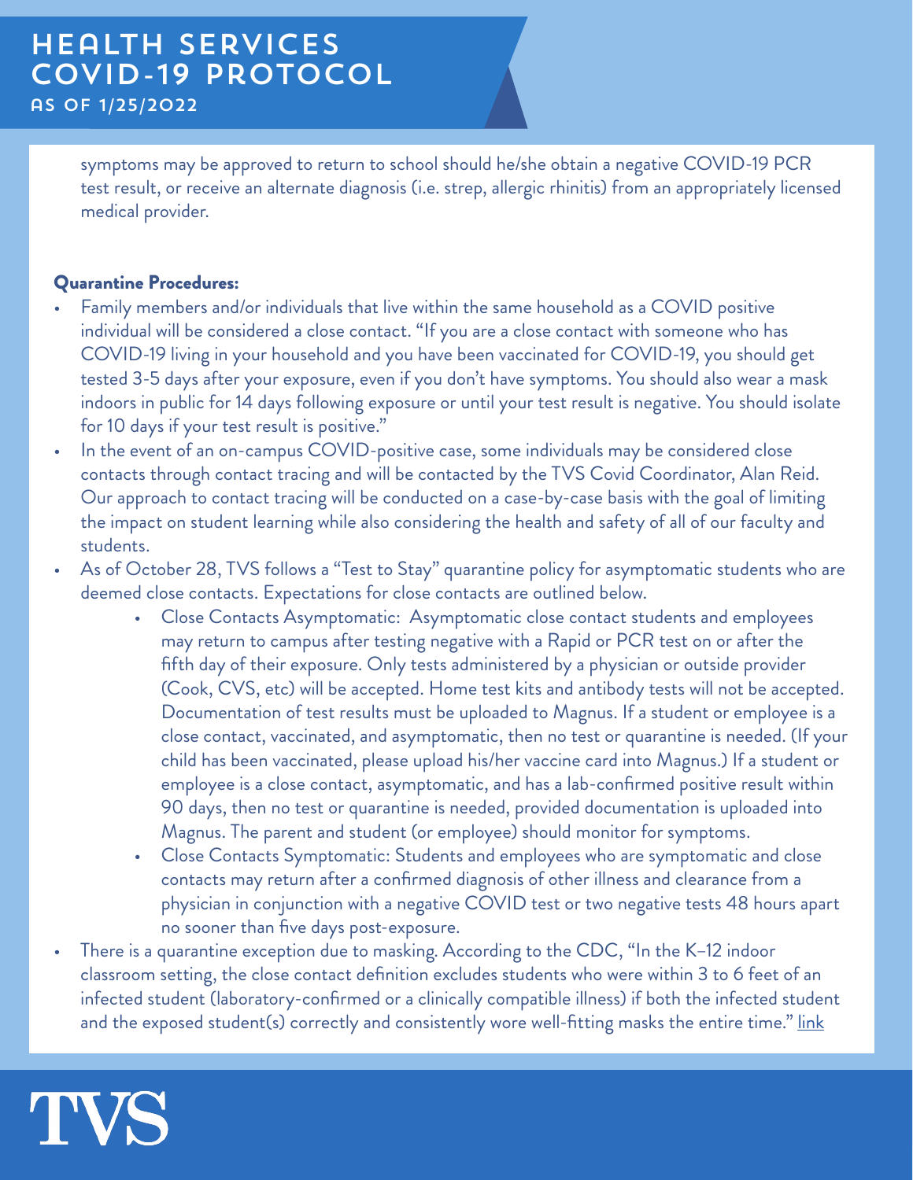symptoms may be approved to return to school should he/she obtain a negative COVID-19 PCR test result, or receive an alternate diagnosis (i.e. strep, allergic rhinitis) from an appropriately licensed medical provider.

**Quarantine Procedures:**

- Family members and/or individuals that live within the same household as a COVID positive individual will be considered a close contact. "If you are a close contact with someone who has COVID-19 living in your household and you have been vaccinated for COVID-19, you should get tested 3-5 days after your exposure, even if you don't have symptoms. You should also wear a mask indoors in public for 14 days following exposure or until your test result is negative. You should isolate for 10 days if your test result is positive."
- In the event of an on-campus COVID-positive case, some individuals may be considered close contacts through contact tracing and will be contacted by the TVS Covid Coordinator, Alan Reid. Our approach to contact tracing will be conducted on a case-by-case basis with the goal of limiting the impact on student learning while also considering the health and safety of all of our faculty and students.
- As of October 28, TVS follows a "Test to Stay" quarantine policy for asymptomatic students who are deemed close contacts. Expectations for close contacts are outlined below.
    - Close Contacts Asymptomatic: Asymptomatic close contact students and employees may return to campus after testing negative with a Rapid or PCR test on or after the fifth day of their exposure. Only tests administered by a physician or outside provider (Cook, CVS, etc) will be accepted. Home test kits and antibody tests will not be accepted. Documentation of test results must be uploaded to Magnus. If a student or employee is a close contact, vaccinated, and asymptomatic, then no test or quarantine is needed. (If your child has been vaccinated, please upload his/her vaccine card into Magnus.) If a student or employee is a close contact, asymptomatic, and has a lab-confirmed positive result within 90 days, then no test or quarantine is needed, provided documentation is uploaded into Magnus. The parent and student (or employee) should monitor for symptoms.
    - Close Contacts Symptomatic: Students and employees who are symptomatic and close contacts may return after a confirmed diagnosis of other illness and clearance from a physician in conjunction with a negative COVID test or two negative tests 48 hours apart no sooner than five days post-exposure.
- There is a quarantine exception due to masking. According to the CDC, "In the K–12 indoor classroom setting, the close contact definition excludes students who were within 3 to 6 feet of an infected student (laboratory-confirmed or a clinically compatible illness) if both the infected student and the exposed student(s) correctly and consistently wore well-fitting masks the entire time." link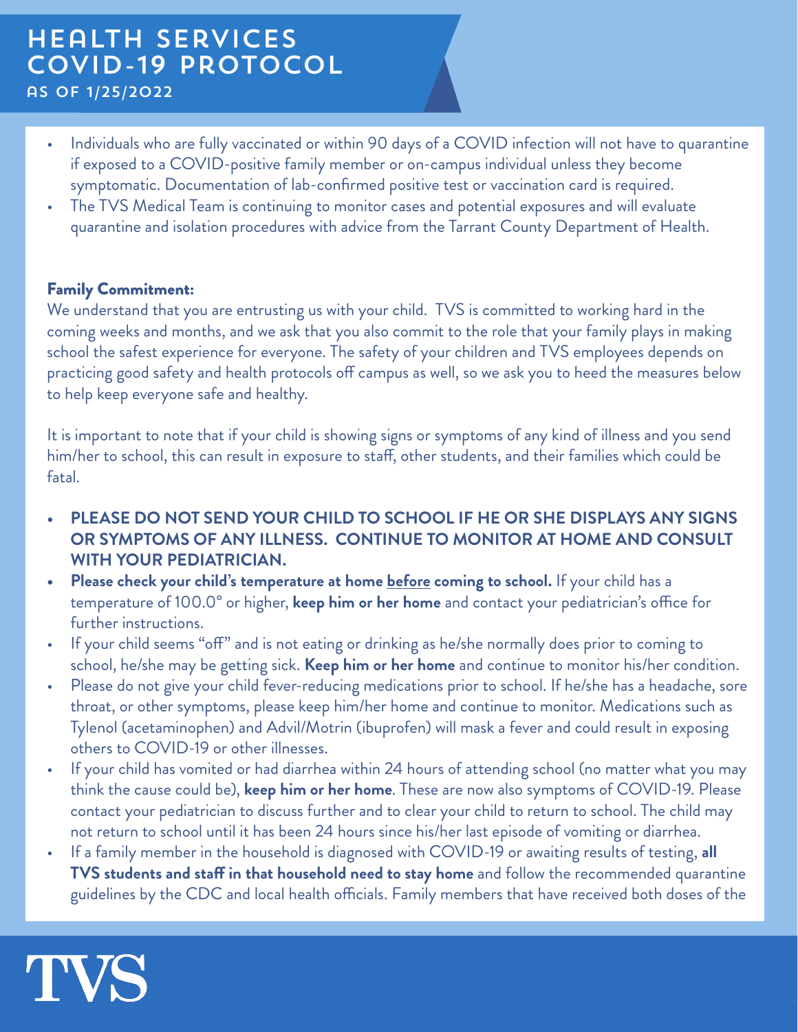- Individuals who are fully vaccinated or within 90 days of a COVID infection will not have to quarantine if exposed to a COVID-positive family member or on-campus individual unless they become symptomatic. Documentation of lab-confirmed positive test or vaccination card is required.
- The TVS Medical Team is continuing to monitor cases and potential exposures and will evaluate quarantine and isolation procedures with advice from the Tarrant County Department of Health.

**Family Commitment:**

We understand that you are entrusting us with your child. TVS is committed to working hard in the coming weeks and months, and we ask that you also commit to the role that your family plays in making school the safest experience for everyone. The safety of your children and TVS employees depends on practicing good safety and health protocols off campus as well, so we ask you to heed the measures below to help keep everyone safe and healthy.

It is important to note that if your child is showing signs or symptoms of any kind of illness and you send him/her to school, this can result in exposure to staff, other students, and their families which could be fatal.

- **PLEASE DO NOT SEND YOUR CHILD TO SCHOOL IF HE OR SHE DISPLAYS ANY SIGNS OR SYMPTOMS OF ANY ILLNESS. CONTINUE TO MONITOR AT HOME AND CONSULT WITH YOUR PEDIATRICIAN.**
- **Please check your child's temperature at home <u>before</u> coming to school.** If your child has a temperature of 100.0° or higher, **keep him or her home** and contact your pediatrician's office for further instructions.
- If your child seems "off" and is not eating or drinking as he/she normally does prior to coming to school, he/she may be getting sick. **Keep him or her home** and continue to monitor his/her condition.
- Please do not give your child fever-reducing medications prior to school. If he/she has a headache, sore throat, or other symptoms, please keep him/her home and continue to monitor. Medications such as Tylenol (acetaminophen) and Advil/Motrin (ibuprofen) will mask a fever and could result in exposing others to COVID-19 or other illnesses.
- If your child has vomited or had diarrhea within 24 hours of attending school (no matter what you may think the cause could be), **keep him or her home**. These are now also symptoms of COVID-19. Please contact your pediatrician to discuss further and to clear your child to return to school. The child may not return to school until it has been 24 hours since his/her last episode of vomiting or diarrhea.
- If a family member in the household is diagnosed with COVID-19 or awaiting results of testing, **all TVS students and staff in that household need to stay home** and follow the recommended quarantine guidelines by the CDC and local health officials. Family members that have received both doses of the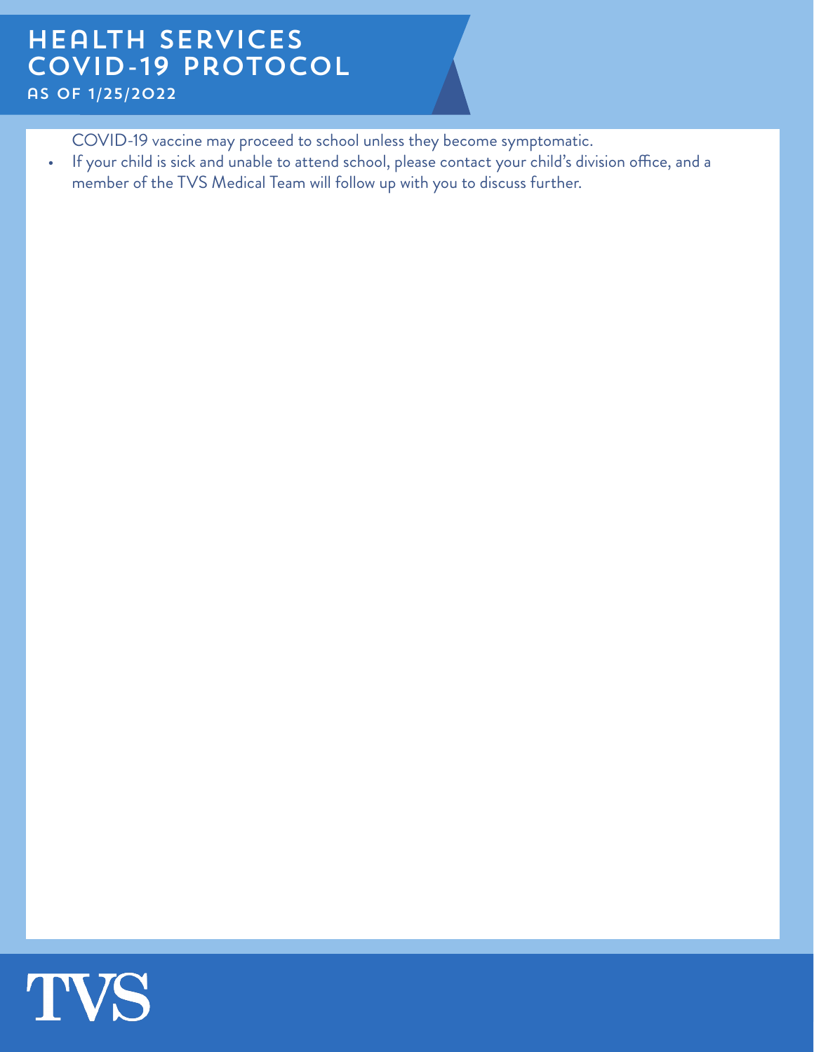COVID-19 vaccine may proceed to school unless they become symptomatic.

- If your child is sick and unable to attend school, please contact your child's division office, and a member of the TVS Medical Team will follow up with you to discuss further.